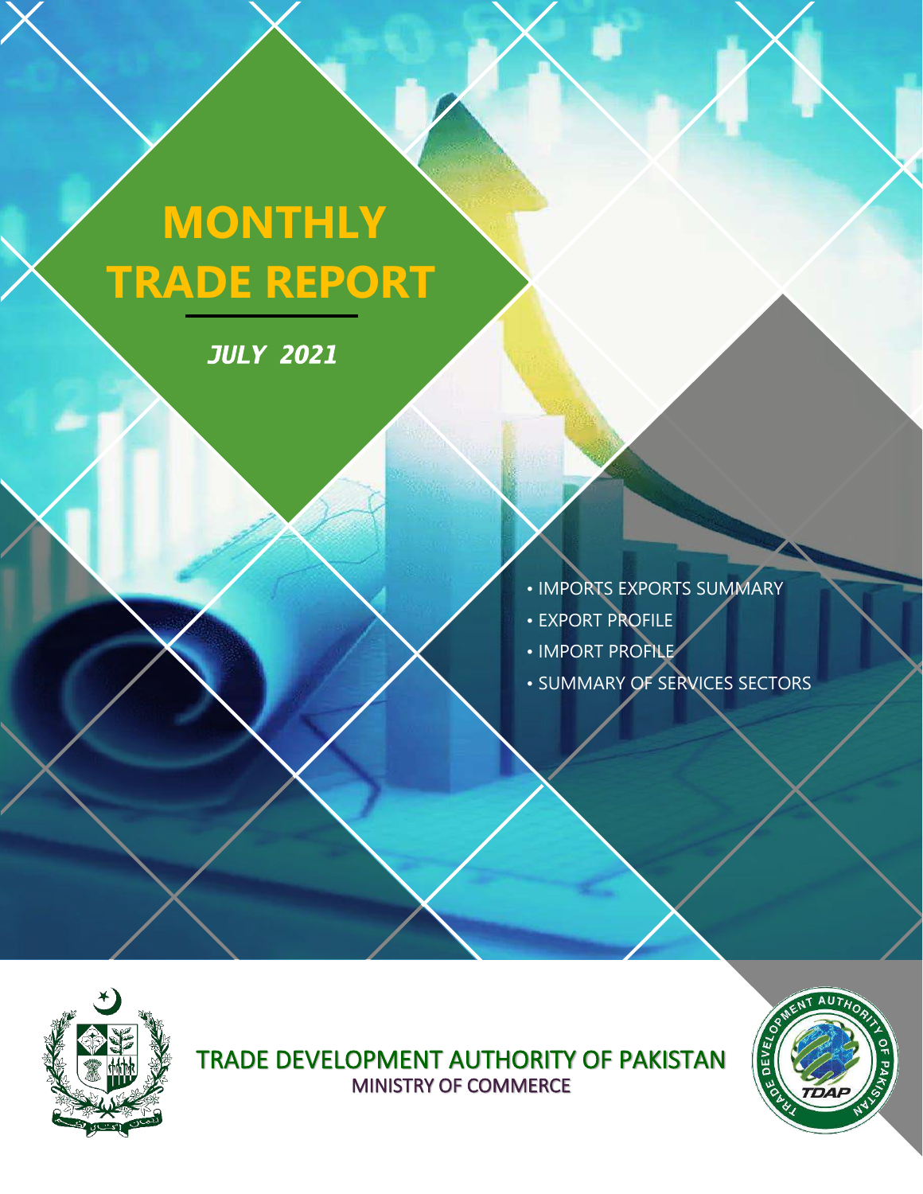# MONTHLY TRADE REPORT

***JULY 2021***

- IMPORTS EXPORTS SUMMARY
- EXPORT PROFILE
- IMPORT PROFILE
- SUMMARY OF SERVICES SECTORS

TRADE DEVELOPMENT AUTHORITY OF PAKISTAN

MINISTRY OF COMMERCE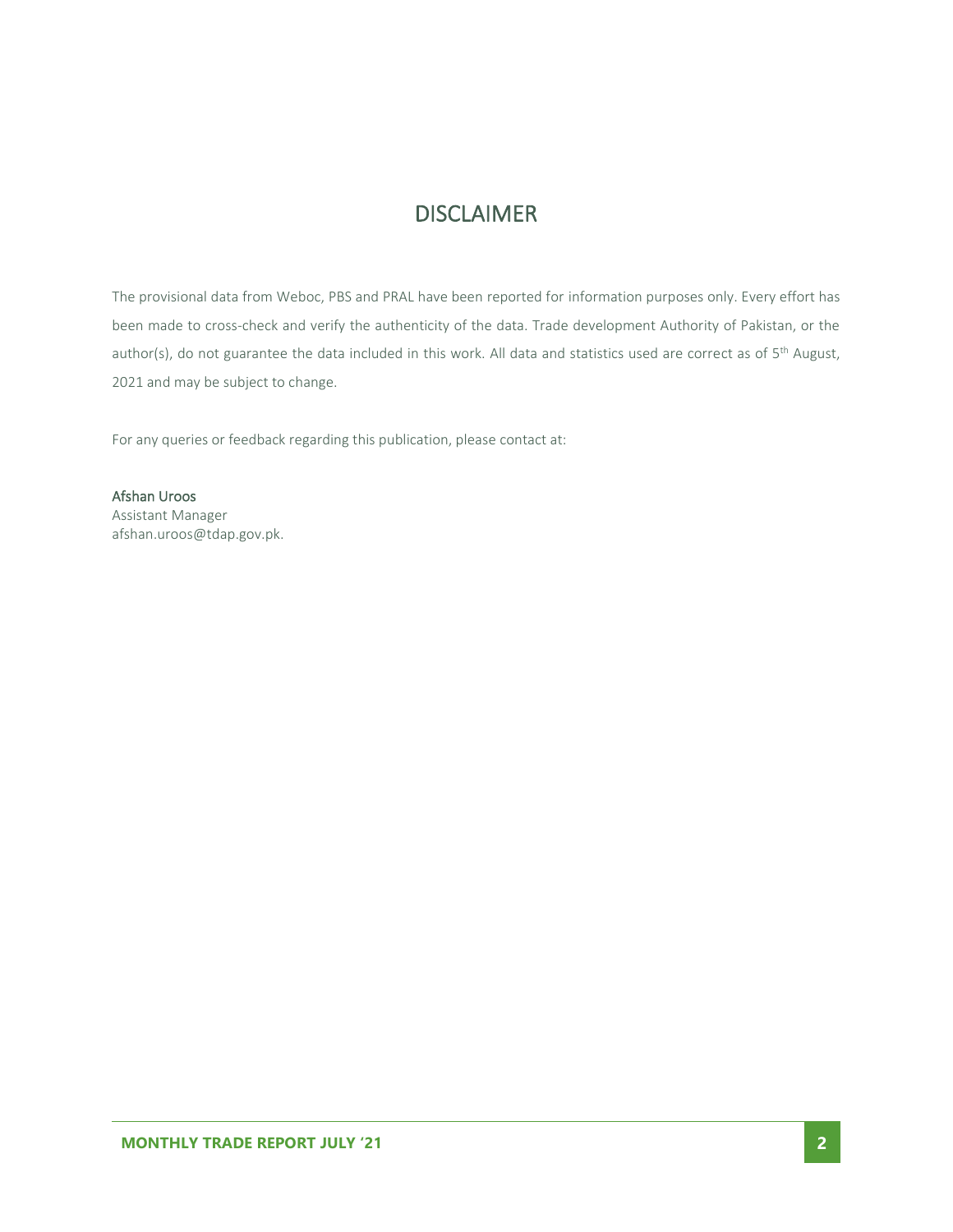# DISCLAIMER

The provisional data from Weboc, PBS and PRAL have been reported for information purposes only. Every effort has been made to cross-check and verify the authenticity of the data. Trade development Authority of Pakistan, or the author(s), do not guarantee the data included in this work. All data and statistics used are correct as of 5th August, 2021 and may be subject to change.

For any queries or feedback regarding this publication, please contact at:

Afshan Uroos
Assistant Manager
afshan.uroos@tdap.gov.pk.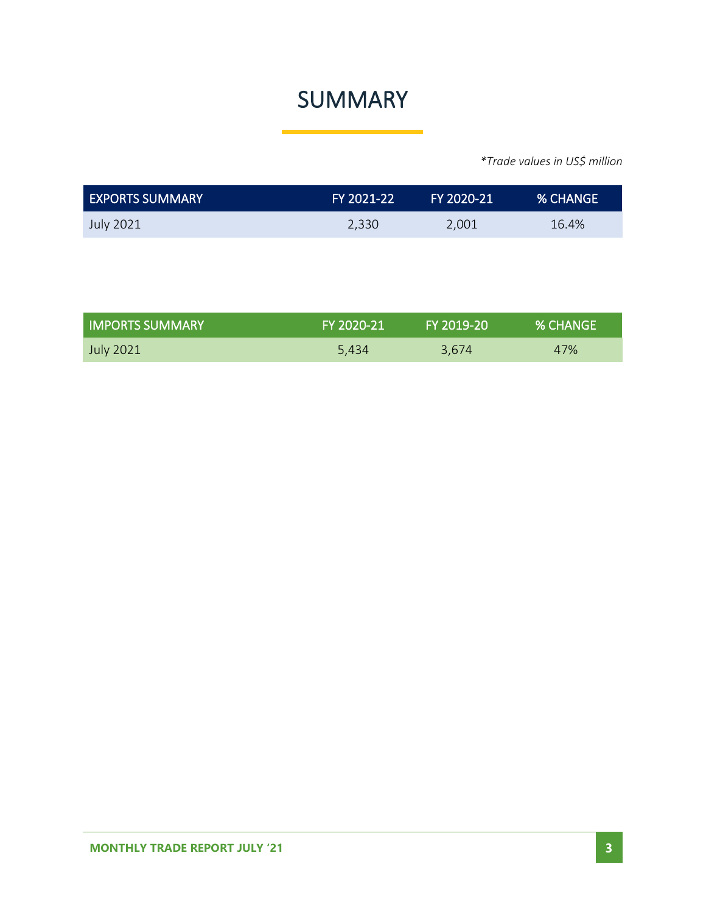# SUMMARY

*\*Trade values in US$ million*

| EXPORTS SUMMARY | FY 2021-22 | FY 2020-21 | % CHANGE |
| --- | --- | --- | --- |
| July 2021 | 2,330 | 2,001 | 16.4% |

| IMPORTS SUMMARY | FY 2020-21 | FY 2019-20 | % CHANGE |
| --- | --- | --- | --- |
| July 2021 | 5,434 | 3,674 | 47% |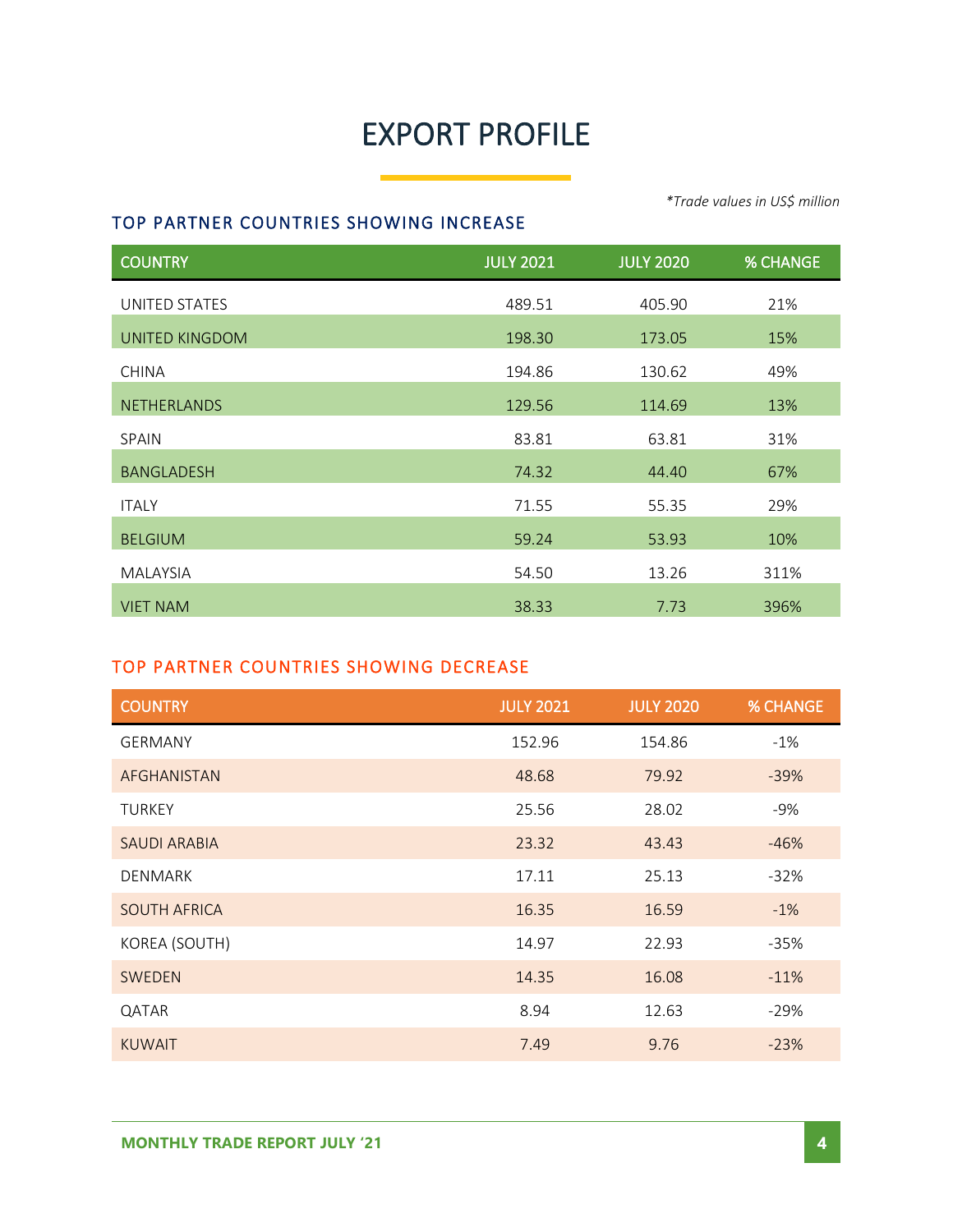# EXPORT PROFILE

*Trade values in US$ million*

## TOP PARTNER COUNTRIES SHOWING INCREASE

| COUNTRY | JULY 2021 | JULY 2020 | % CHANGE |
|---|---|---|---|
| UNITED STATES | 489.51 | 405.90 | 21% |
| UNITED KINGDOM | 198.30 | 173.05 | 15% |
| CHINA | 194.86 | 130.62 | 49% |
| NETHERLANDS | 129.56 | 114.69 | 13% |
| SPAIN | 83.81 | 63.81 | 31% |
| BANGLADESH | 74.32 | 44.40 | 67% |
| ITALY | 71.55 | 55.35 | 29% |
| BELGIUM | 59.24 | 53.93 | 10% |
| MALAYSIA | 54.50 | 13.26 | 311% |
| VIET NAM | 38.33 | 7.73 | 396% |

## TOP PARTNER COUNTRIES SHOWING DECREASE

| COUNTRY | JULY 2021 | JULY 2020 | % CHANGE |
|---|---|---|---|
| GERMANY | 152.96 | 154.86 | -1% |
| AFGHANISTAN | 48.68 | 79.92 | -39% |
| TURKEY | 25.56 | 28.02 | -9% |
| SAUDI ARABIA | 23.32 | 43.43 | -46% |
| DENMARK | 17.11 | 25.13 | -32% |
| SOUTH AFRICA | 16.35 | 16.59 | -1% |
| KOREA (SOUTH) | 14.97 | 22.93 | -35% |
| SWEDEN | 14.35 | 16.08 | -11% |
| QATAR | 8.94 | 12.63 | -29% |
| KUWAIT | 7.49 | 9.76 | -23% |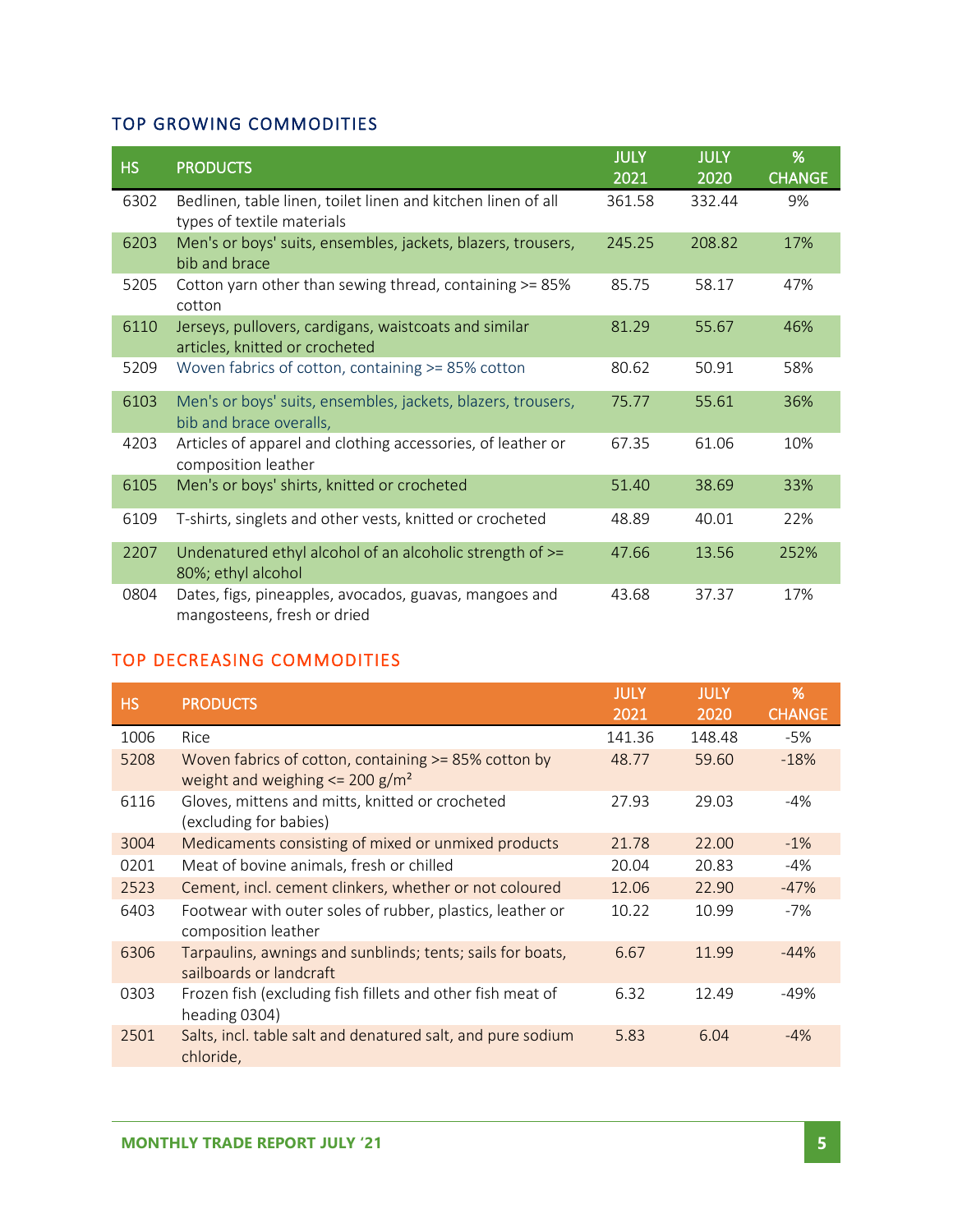## TOP GROWING COMMODITIES

| HS | PRODUCTS | JULY 2021 | JULY 2020 | % CHANGE |
|---|---|---|---|---|
| 6302 | Bedlinen, table linen, toilet linen and kitchen linen of all types of textile materials | 361.58 | 332.44 | 9% |
| 6203 | Men's or boys' suits, ensembles, jackets, blazers, trousers, bib and brace | 245.25 | 208.82 | 17% |
| 5205 | Cotton yarn other than sewing thread, containing >= 85% cotton | 85.75 | 58.17 | 47% |
| 6110 | Jerseys, pullovers, cardigans, waistcoats and similar articles, knitted or crocheted | 81.29 | 55.67 | 46% |
| 5209 | Woven fabrics of cotton, containing >= 85% cotton | 80.62 | 50.91 | 58% |
| 6103 | Men's or boys' suits, ensembles, jackets, blazers, trousers, bib and brace overalls, | 75.77 | 55.61 | 36% |
| 4203 | Articles of apparel and clothing accessories, of leather or composition leather | 67.35 | 61.06 | 10% |
| 6105 | Men's or boys' shirts, knitted or crocheted | 51.40 | 38.69 | 33% |
| 6109 | T-shirts, singlets and other vests, knitted or crocheted | 48.89 | 40.01 | 22% |
| 2207 | Undenatured ethyl alcohol of an alcoholic strength of >= 80%; ethyl alcohol | 47.66 | 13.56 | 252% |
| 0804 | Dates, figs, pineapples, avocados, guavas, mangoes and mangosteens, fresh or dried | 43.68 | 37.37 | 17% |

## TOP DECREASING COMMODITIES

| HS | PRODUCTS | JULY 2021 | JULY 2020 | % CHANGE |
|---|---|---|---|---|
| 1006 | Rice | 141.36 | 148.48 | -5% |
| 5208 | Woven fabrics of cotton, containing >= 85% cotton by weight and weighing <= 200 g/m² | 48.77 | 59.60 | -18% |
| 6116 | Gloves, mittens and mitts, knitted or crocheted (excluding for babies) | 27.93 | 29.03 | -4% |
| 3004 | Medicaments consisting of mixed or unmixed products | 21.78 | 22.00 | -1% |
| 0201 | Meat of bovine animals, fresh or chilled | 20.04 | 20.83 | -4% |
| 2523 | Cement, incl. cement clinkers, whether or not coloured | 12.06 | 22.90 | -47% |
| 6403 | Footwear with outer soles of rubber, plastics, leather or composition leather | 10.22 | 10.99 | -7% |
| 6306 | Tarpaulins, awnings and sunblinds; tents; sails for boats, sailboards or landcraft | 6.67 | 11.99 | -44% |
| 0303 | Frozen fish (excluding fish fillets and other fish meat of heading 0304) | 6.32 | 12.49 | -49% |
| 2501 | Salts, incl. table salt and denatured salt, and pure sodium chloride, | 5.83 | 6.04 | -4% |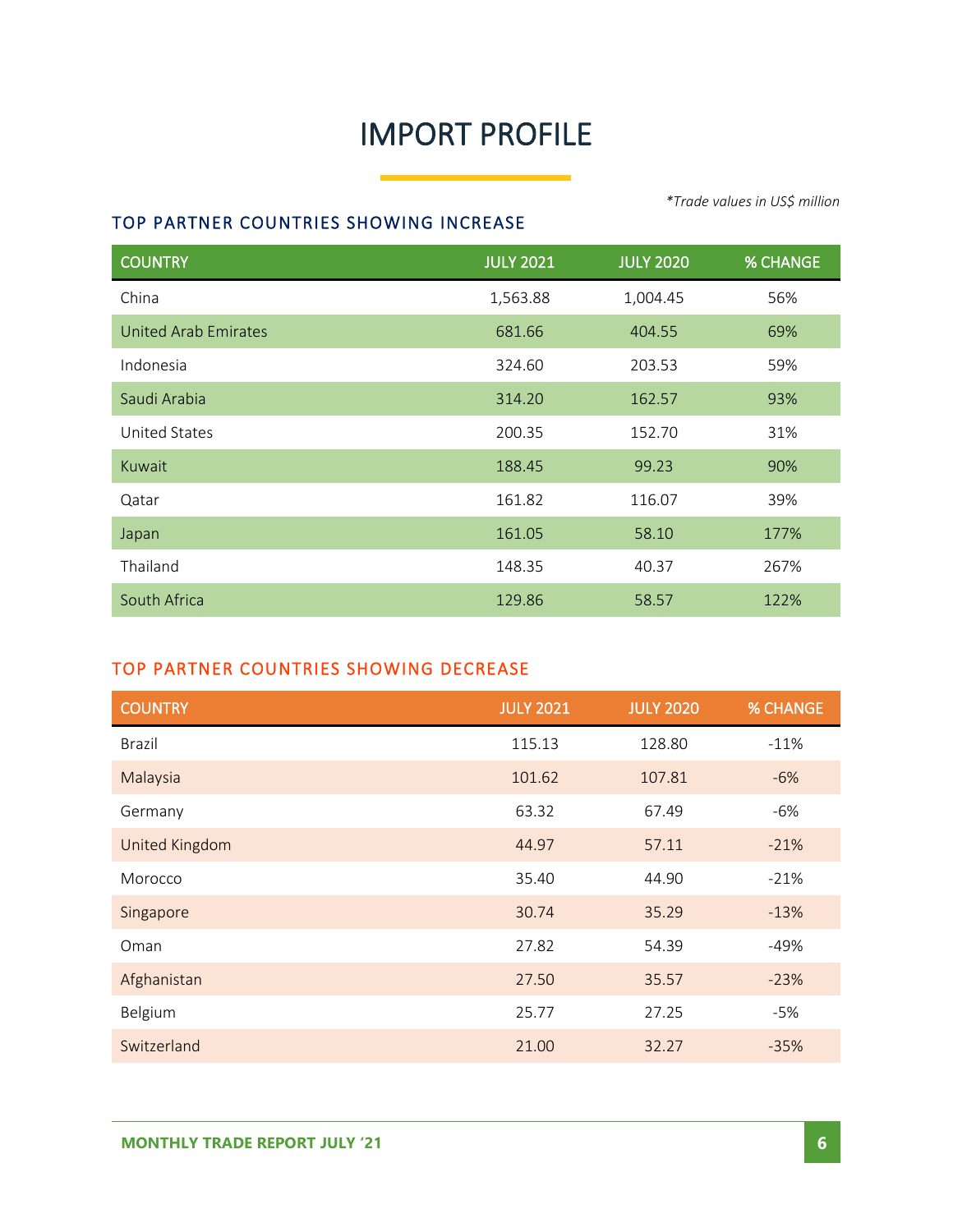# IMPORT PROFILE

*\*Trade values in US$ million*

## TOP PARTNER COUNTRIES SHOWING INCREASE

| COUNTRY | JULY 2021 | JULY 2020 | % CHANGE |
|---|---|---|---|
| China | 1,563.88 | 1,004.45 | 56% |
| United Arab Emirates | 681.66 | 404.55 | 69% |
| Indonesia | 324.60 | 203.53 | 59% |
| Saudi Arabia | 314.20 | 162.57 | 93% |
| United States | 200.35 | 152.70 | 31% |
| Kuwait | 188.45 | 99.23 | 90% |
| Qatar | 161.82 | 116.07 | 39% |
| Japan | 161.05 | 58.10 | 177% |
| Thailand | 148.35 | 40.37 | 267% |
| South Africa | 129.86 | 58.57 | 122% |

## TOP PARTNER COUNTRIES SHOWING DECREASE

| COUNTRY | JULY 2021 | JULY 2020 | % CHANGE |
|---|---|---|---|
| Brazil | 115.13 | 128.80 | -11% |
| Malaysia | 101.62 | 107.81 | -6% |
| Germany | 63.32 | 67.49 | -6% |
| United Kingdom | 44.97 | 57.11 | -21% |
| Morocco | 35.40 | 44.90 | -21% |
| Singapore | 30.74 | 35.29 | -13% |
| Oman | 27.82 | 54.39 | -49% |
| Afghanistan | 27.50 | 35.57 | -23% |
| Belgium | 25.77 | 27.25 | -5% |
| Switzerland | 21.00 | 32.27 | -35% |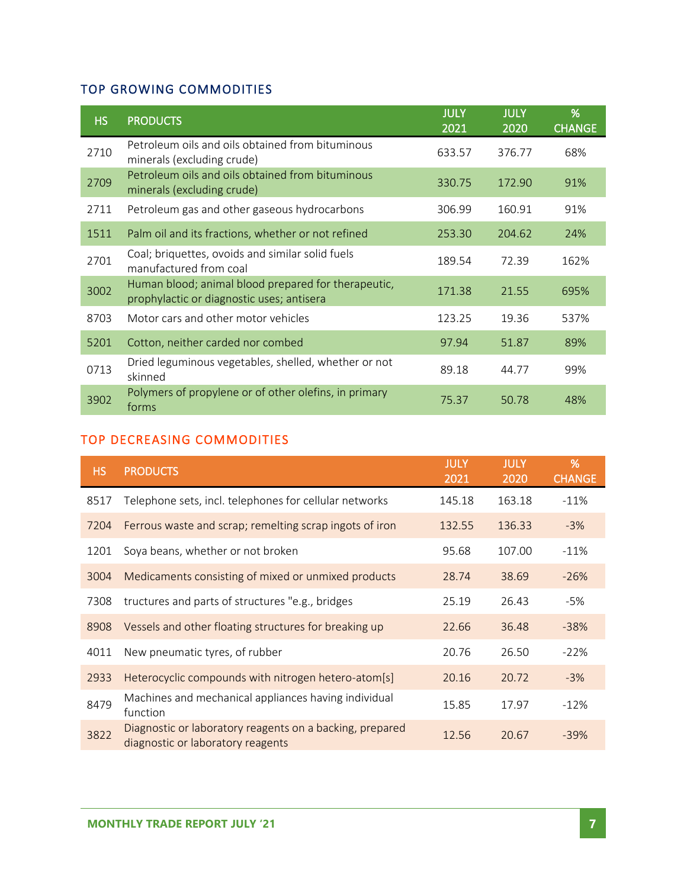## TOP GROWING COMMODITIES

| HS | PRODUCTS | JULY 2021 | JULY 2020 | % CHANGE |
|---|---|---|---|---|
| 2710 | Petroleum oils and oils obtained from bituminous minerals (excluding crude) | 633.57 | 376.77 | 68% |
| 2709 | Petroleum oils and oils obtained from bituminous minerals (excluding crude) | 330.75 | 172.90 | 91% |
| 2711 | Petroleum gas and other gaseous hydrocarbons | 306.99 | 160.91 | 91% |
| 1511 | Palm oil and its fractions, whether or not refined | 253.30 | 204.62 | 24% |
| 2701 | Coal; briquettes, ovoids and similar solid fuels manufactured from coal | 189.54 | 72.39 | 162% |
| 3002 | Human blood; animal blood prepared for therapeutic, prophylactic or diagnostic uses; antisera | 171.38 | 21.55 | 695% |
| 8703 | Motor cars and other motor vehicles | 123.25 | 19.36 | 537% |
| 5201 | Cotton, neither carded nor combed | 97.94 | 51.87 | 89% |
| 0713 | Dried leguminous vegetables, shelled, whether or not skinned | 89.18 | 44.77 | 99% |
| 3902 | Polymers of propylene or of other olefins, in primary forms | 75.37 | 50.78 | 48% |

## TOP DECREASING COMMODITIES

| HS | PRODUCTS | JULY 2021 | JULY 2020 | % CHANGE |
|---|---|---|---|---|
| 8517 | Telephone sets, incl. telephones for cellular networks | 145.18 | 163.18 | -11% |
| 7204 | Ferrous waste and scrap; remelting scrap ingots of iron | 132.55 | 136.33 | -3% |
| 1201 | Soya beans, whether or not broken | 95.68 | 107.00 | -11% |
| 3004 | Medicaments consisting of mixed or unmixed products | 28.74 | 38.69 | -26% |
| 7308 | tructures and parts of structures "e.g., bridges | 25.19 | 26.43 | -5% |
| 8908 | Vessels and other floating structures for breaking up | 22.66 | 36.48 | -38% |
| 4011 | New pneumatic tyres, of rubber | 20.76 | 26.50 | -22% |
| 2933 | Heterocyclic compounds with nitrogen hetero-atom[s] | 20.16 | 20.72 | -3% |
| 8479 | Machines and mechanical appliances having individual function | 15.85 | 17.97 | -12% |
| 3822 | Diagnostic or laboratory reagents on a backing, prepared diagnostic or laboratory reagents | 12.56 | 20.67 | -39% |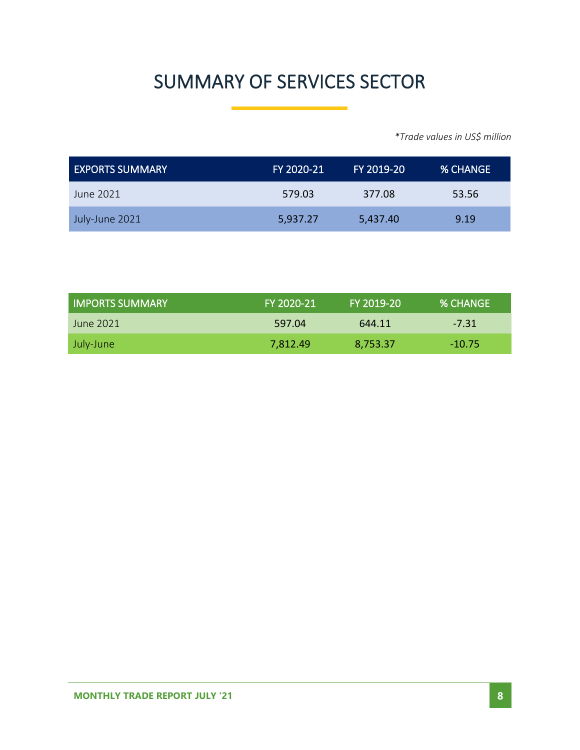# SUMMARY OF SERVICES SECTOR

*\*Trade values in US$ million*

| EXPORTS SUMMARY | FY 2020-21 | FY 2019-20 | % CHANGE |
|---|---|---|---|
| June 2021 | 579.03 | 377.08 | 53.56 |
| July-June 2021 | 5,937.27 | 5,437.40 | 9.19 |

| IMPORTS SUMMARY | FY 2020-21 | FY 2019-20 | % CHANGE |
|---|---|---|---|
| June 2021 | 597.04 | 644.11 | -7.31 |
| July-June | 7,812.49 | 8,753.37 | -10.75 |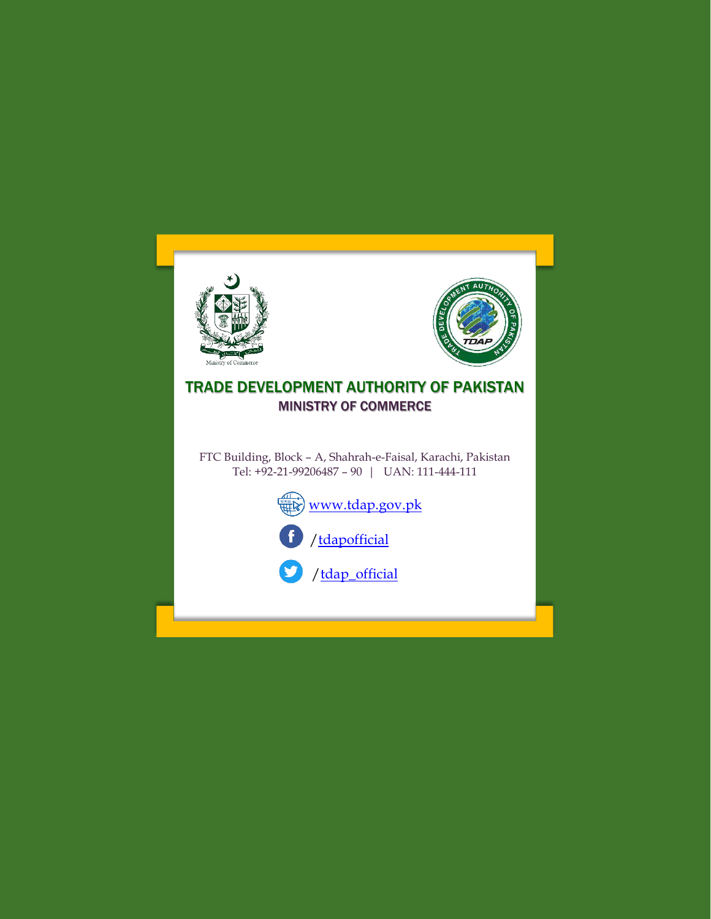Ministry of Commerce

# TRADE DEVELOPMENT AUTHORITY OF PAKISTAN

## MINISTRY OF COMMERCE

FTC Building, Block – A, Shahrah-e-Faisal, Karachi, Pakistan
Tel: +92-21-99206487 – 90 | UAN: 111-444-111

www.tdap.gov.pk

/tdapofficial

/tdap_official